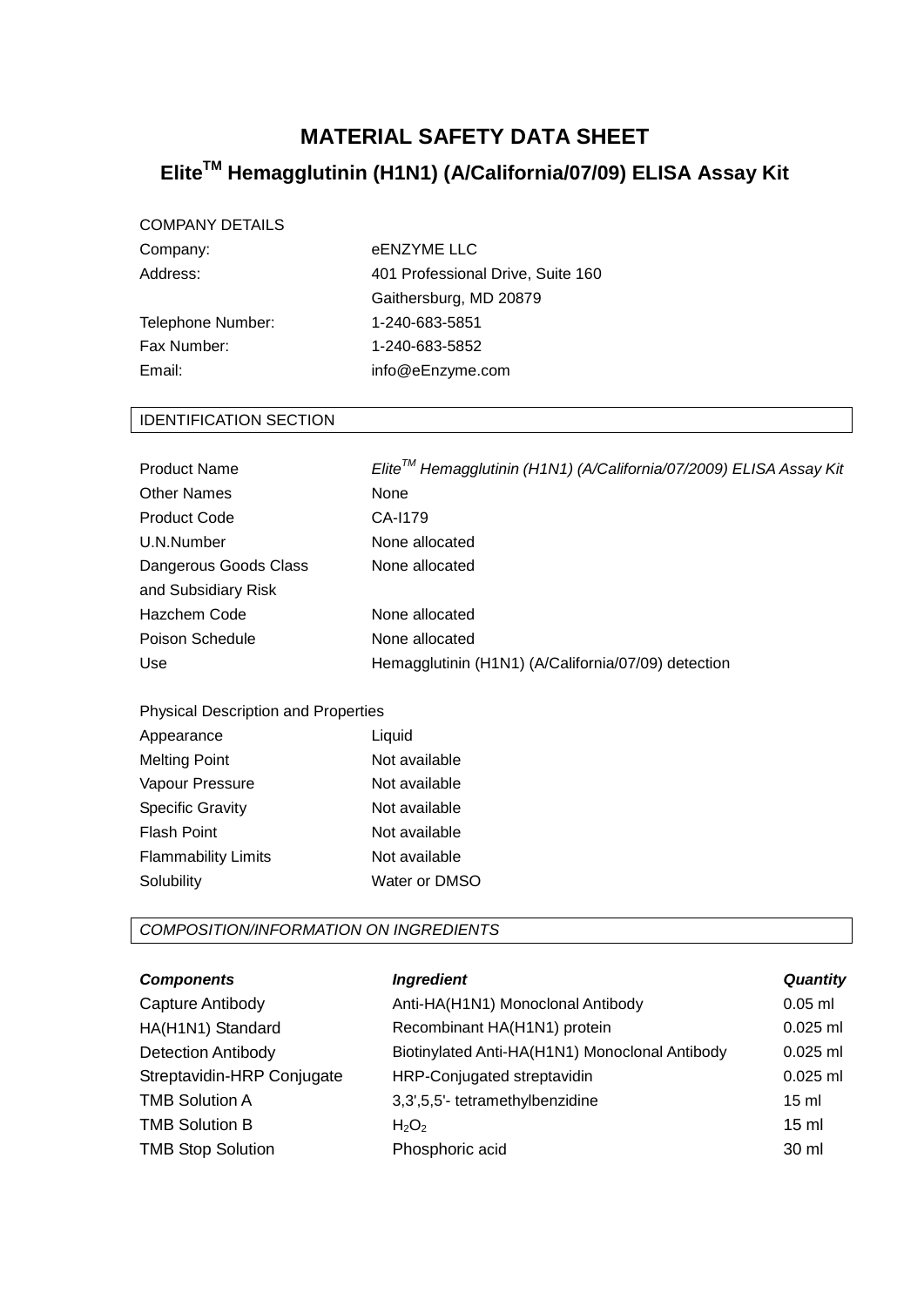# MATERIAL SAFETY DATA SHEET

## Elite$^{TM}$ Hemagglutinin (H1N1) (A/California/07/09) ELISA Assay Kit

COMPANY DETAILS

| | |
|---|---|
| Company: | eENZYME LLC |
| Address: | 401 Professional Drive, Suite 160<br>Gaithersburg, MD 20879 |
| Telephone Number: | 1-240-683-5851 |
| Fax Number: | 1-240-683-5852 |
| Email: | info@eEnzyme.com |

### IDENTIFICATION SECTION

| | |
|---|---|
| Product Name | *Elite$^{TM}$ Hemagglutinin (H1N1) (A/California/07/2009) ELISA Assay Kit* |
| Other Names | None |
| Product Code | CA-I179 |
| U.N.Number | None allocated |
| Dangerous Goods Class and Subsidiary Risk | None allocated |
| Hazchem Code | None allocated |
| Poison Schedule | None allocated |
| Use | Hemagglutinin (H1N1) (A/California/07/09) detection |

Physical Description and Properties

| | |
|---|---|
| Appearance | Liquid |
| Melting Point | Not available |
| Vapour Pressure | Not available |
| Specific Gravity | Not available |
| Flash Point | Not available |
| Flammability Limits | Not available |
| Solubility | Water or DMSO |

### *COMPOSITION/INFORMATION ON INGREDIENTS*

| ***Components*** | ***Ingredient*** | ***Quantity*** |
|---|---|---|
| Capture Antibody | Anti-HA(H1N1) Monoclonal Antibody | 0.05 ml |
| HA(H1N1) Standard | Recombinant HA(H1N1) protein | 0.025 ml |
| Detection Antibody | Biotinylated Anti-HA(H1N1) Monoclonal Antibody | 0.025 ml |
| Streptavidin-HRP Conjugate | HRP-Conjugated streptavidin | 0.025 ml |
| TMB Solution A | 3,3',5,5'- tetramethylbenzidine | 15 ml |
| TMB Solution B | $H_2O_2$ | 15 ml |
| TMB Stop Solution | Phosphoric acid | 30 ml |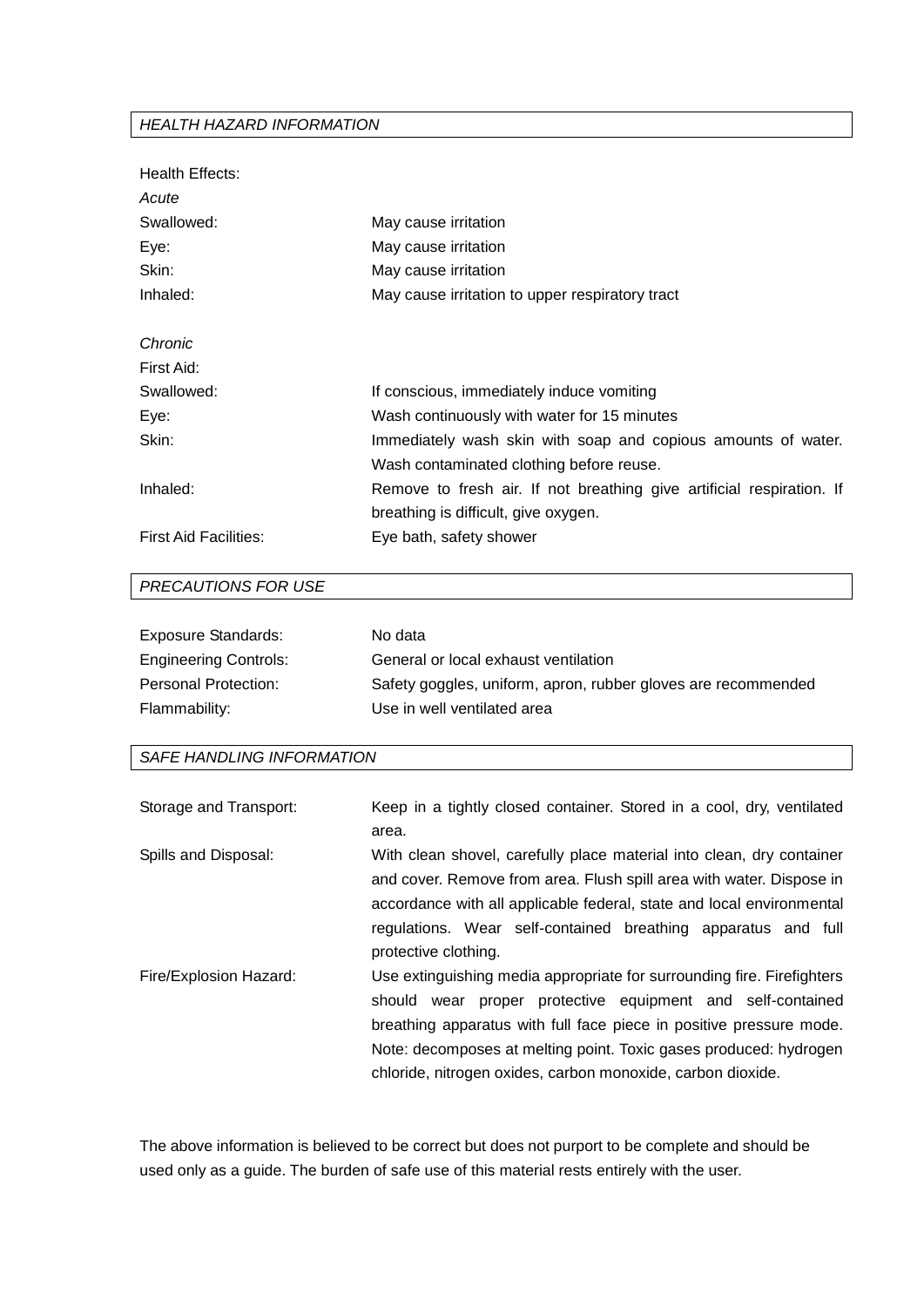## *HEALTH HAZARD INFORMATION*

Health Effects:

*Acute*

| | |
|---|---|
| Swallowed: | May cause irritation |
| Eye: | May cause irritation |
| Skin: | May cause irritation |
| Inhaled: | May cause irritation to upper respiratory tract |

*Chronic*

First Aid:

| | |
|---|---|
| Swallowed: | If conscious, immediately induce vomiting |
| Eye: | Wash continuously with water for 15 minutes |
| Skin: | Immediately wash skin with soap and copious amounts of water. Wash contaminated clothing before reuse. |
| Inhaled: | Remove to fresh air. If not breathing give artificial respiration. If breathing is difficult, give oxygen. |
| First Aid Facilities: | Eye bath, safety shower |

## *PRECAUTIONS FOR USE*

| | |
|---|---|
| Exposure Standards: | No data |
| Engineering Controls: | General or local exhaust ventilation |
| Personal Protection: | Safety goggles, uniform, apron, rubber gloves are recommended |
| Flammability: | Use in well ventilated area |

## *SAFE HANDLING INFORMATION*

| | |
|---|---|
| Storage and Transport: | Keep in a tightly closed container. Stored in a cool, dry, ventilated area. |
| Spills and Disposal: | With clean shovel, carefully place material into clean, dry container and cover. Remove from area. Flush spill area with water. Dispose in accordance with all applicable federal, state and local environmental regulations. Wear self-contained breathing apparatus and full protective clothing. |
| Fire/Explosion Hazard: | Use extinguishing media appropriate for surrounding fire. Firefighters should wear proper protective equipment and self-contained breathing apparatus with full face piece in positive pressure mode. Note: decomposes at melting point. Toxic gases produced: hydrogen chloride, nitrogen oxides, carbon monoxide, carbon dioxide. |

The above information is believed to be correct but does not purport to be complete and should be used only as a guide. The burden of safe use of this material rests entirely with the user.